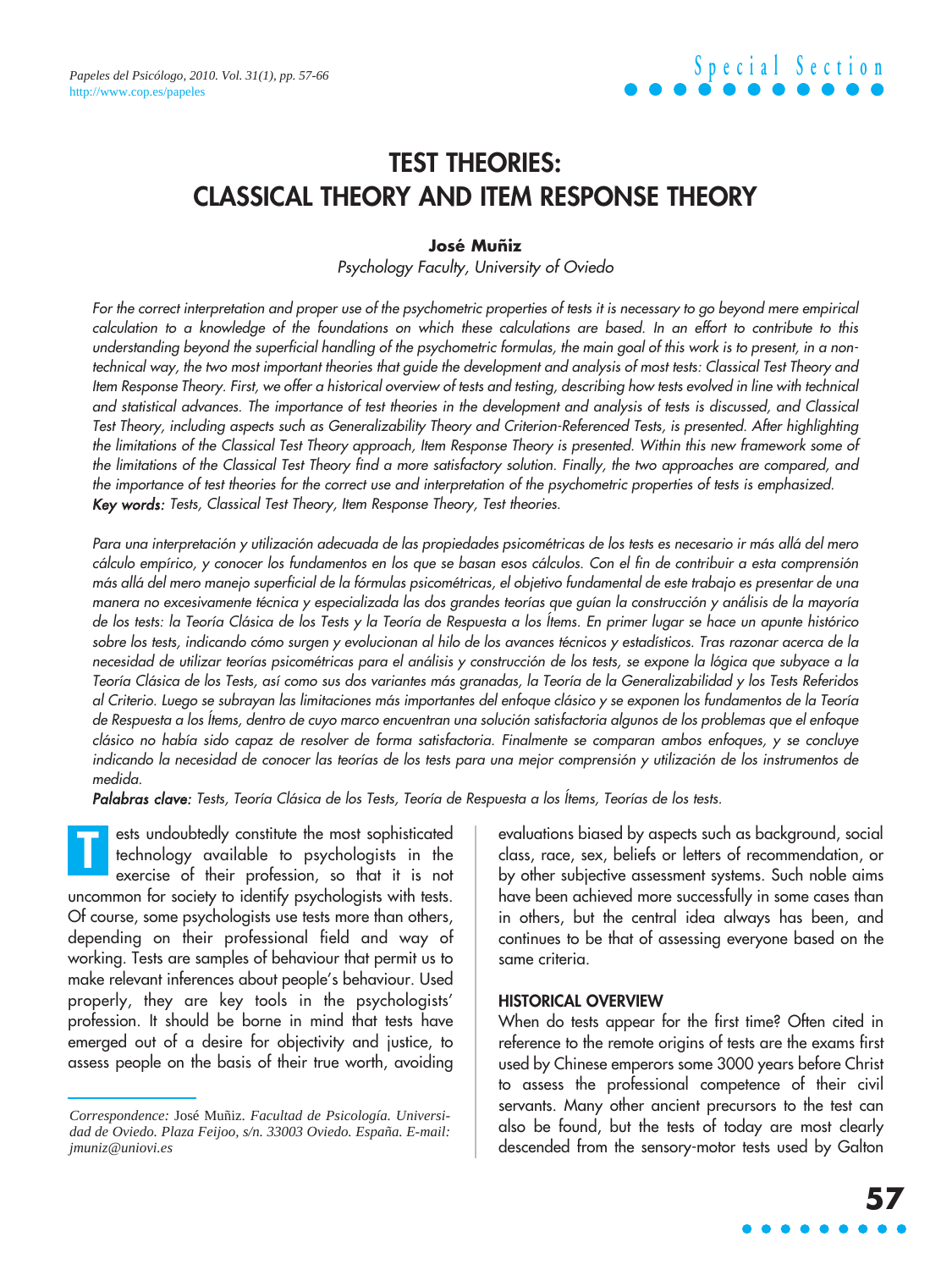# TEST THEORIES: CLASSICAL THEORY AND ITEM RESPONSE THEORY

**José Muñiz**

*Psychology Faculty, University of Oviedo*

*For the correct interpretation and proper use of the psychometric properties of tests it is necessary to go beyond mere empirical calculation to a knowledge of the foundations on which these calculations are based. In an effort to contribute to this understanding beyond the superficial handling of the psychometric formulas, the main goal of this work is to present, in a non-technical way, the two most important theories that guide the development and analysis of most tests: Classical Test Theory and Item Response Theory. First, we offer a historical overview of tests and testing, describing how tests evolved in line with technical and statistical advances. The importance of test theories in the development and analysis of tests is discussed, and Classical Test Theory, including aspects such as Generalizability Theory and Criterion-Referenced Tests, is presented. After highlighting the limitations of the Classical Test Theory approach, Item Response Theory is presented. Within this new framework some of the limitations of the Classical Test Theory find a more satisfactory solution. Finally, the two approaches are compared, and the importance of test theories for the correct use and interpretation of the psychometric properties of tests is emphasized.*

***Key words:*** *Tests, Classical Test Theory, Item Response Theory, Test theories.*

*Para una interpretación y utilización adecuada de las propiedades psicométricas de los tests es necesario ir más allá del mero cálculo empírico, y conocer los fundamentos en los que se basan esos cálculos. Con el fin de contribuir a esta comprensión más allá del mero manejo superficial de la fórmulas psicométricas, el objetivo fundamental de este trabajo es presentar de una manera no excesivamente técnica y especializada las dos grandes teorías que guían la construcción y análisis de la mayoría de los tests: la Teoría Clásica de los Tests y la Teoría de Respuesta a los Ítems. En primer lugar se hace un apunte histórico sobre los tests, indicando cómo surgen y evolucionan al hilo de los avances técnicos y estadísticos. Tras razonar acerca de la necesidad de utilizar teorías psicométricas para el análisis y construcción de los tests, se expone la lógica que subyace a la Teoría Clásica de los Tests, así como sus dos variantes más granadas, la Teoría de la Generalizabilidad y los Tests Referidos al Criterio. Luego se subrayan las limitaciones más importantes del enfoque clásico y se exponen los fundamentos de la Teoría de Respuesta a los Ítems, dentro de cuyo marco encuentran una solución satisfactoria algunos de los problemas que el enfoque clásico no había sido capaz de resolver de forma satisfactoria. Finalmente se comparan ambos enfoques, y se concluye indicando la necesidad de conocer las teorías de los tests para una mejor comprensión y utilización de los instrumentos de medida.*

***Palabras clave:*** *Tests, Teoría Clásica de los Tests, Teoría de Respuesta a los Ítems, Teorías de los tests.*

Tests undoubtedly constitute the most sophisticated technology available to psychologists in the exercise of their profession, so that it is not uncommon for society to identify psychologists with tests. Of course, some psychologists use tests more than others, depending on their professional field and way of working. Tests are samples of behaviour that permit us to make relevant inferences about people's behaviour. Used properly, they are key tools in the psychologists' profession. It should be borne in mind that tests have emerged out of a desire for objectivity and justice, to assess people on the basis of their true worth, avoiding evaluations biased by aspects such as background, social class, race, sex, beliefs or letters of recommendation, or by other subjective assessment systems. Such noble aims have been achieved more successfully in some cases than in others, but the central idea always has been, and continues to be that of assessing everyone based on the same criteria.

## HISTORICAL OVERVIEW

When do tests appear for the first time? Often cited in reference to the remote origins of tests are the exams first used by Chinese emperors some 3000 years before Christ to assess the professional competence of their civil servants. Many other ancient precursors to the test can also be found, but the tests of today are most clearly descended from the sensory-motor tests used by Galton

*Correspondence:* José Muñiz. *Facultad de Psicología. Universidad de Oviedo. Plaza Feijoo, s/n. 33003 Oviedo. España. E-mail: jmuniz@uniovi.es*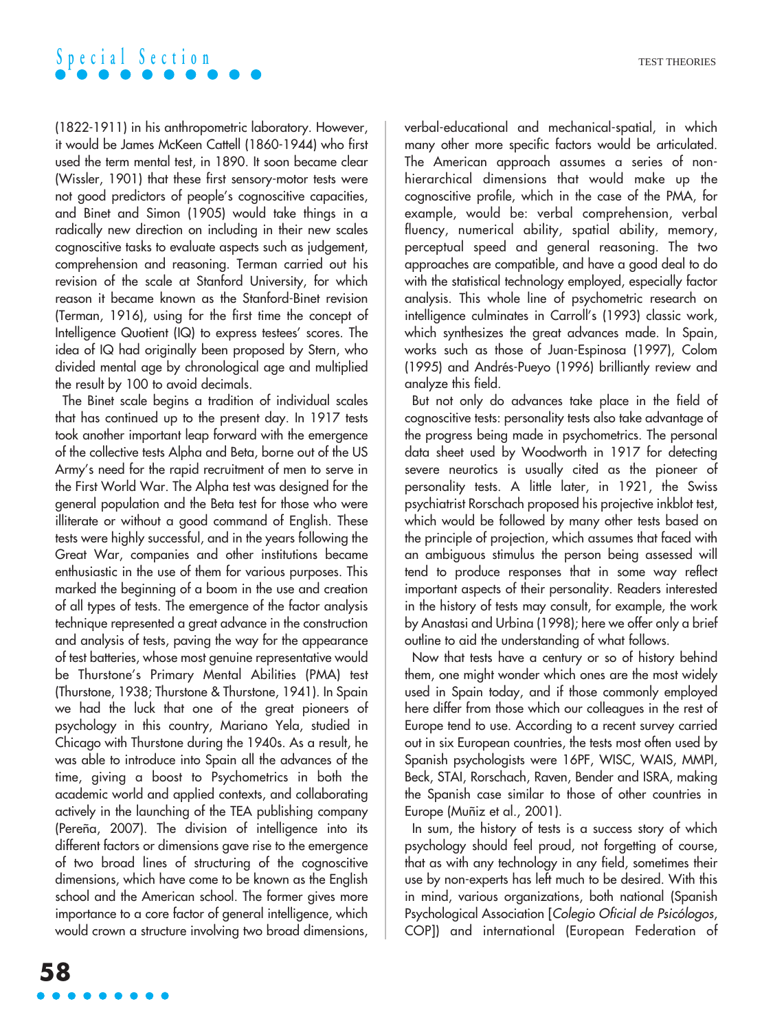(1822-1911) in his anthropometric laboratory. However, it would be James McKeen Cattell (1860-1944) who first used the term mental test, in 1890. It soon became clear (Wissler, 1901) that these first sensory-motor tests were not good predictors of people's cognoscitive capacities, and Binet and Simon (1905) would take things in a radically new direction on including in their new scales cognoscitive tasks to evaluate aspects such as judgement, comprehension and reasoning. Terman carried out his revision of the scale at Stanford University, for which reason it became known as the Stanford-Binet revision (Terman, 1916), using for the first time the concept of Intelligence Quotient (IQ) to express testees' scores. The idea of IQ had originally been proposed by Stern, who divided mental age by chronological age and multiplied the result by 100 to avoid decimals.

The Binet scale begins a tradition of individual scales that has continued up to the present day. In 1917 tests took another important leap forward with the emergence of the collective tests Alpha and Beta, borne out of the US Army's need for the rapid recruitment of men to serve in the First World War. The Alpha test was designed for the general population and the Beta test for those who were illiterate or without a good command of English. These tests were highly successful, and in the years following the Great War, companies and other institutions became enthusiastic in the use of them for various purposes. This marked the beginning of a boom in the use and creation of all types of tests. The emergence of the factor analysis technique represented a great advance in the construction and analysis of tests, paving the way for the appearance of test batteries, whose most genuine representative would be Thurstone's Primary Mental Abilities (PMA) test (Thurstone, 1938; Thurstone & Thurstone, 1941). In Spain we had the luck that one of the great pioneers of psychology in this country, Mariano Yela, studied in Chicago with Thurstone during the 1940s. As a result, he was able to introduce into Spain all the advances of the time, giving a boost to Psychometrics in both the academic world and applied contexts, and collaborating actively in the launching of the TEA publishing company (Pereña, 2007). The division of intelligence into its different factors or dimensions gave rise to the emergence of two broad lines of structuring of the cognoscitive dimensions, which have come to be known as the English school and the American school. The former gives more importance to a core factor of general intelligence, which would crown a structure involving two broad dimensions, verbal-educational and mechanical-spatial, in which many other more specific factors would be articulated. The American approach assumes a series of non-hierarchical dimensions that would make up the cognoscitive profile, which in the case of the PMA, for example, would be: verbal comprehension, verbal fluency, numerical ability, spatial ability, memory, perceptual speed and general reasoning. The two approaches are compatible, and have a good deal to do with the statistical technology employed, especially factor analysis. This whole line of psychometric research on intelligence culminates in Carroll's (1993) classic work, which synthesizes the great advances made. In Spain, works such as those of Juan-Espinosa (1997), Colom (1995) and Andrés-Pueyo (1996) brilliantly review and analyze this field.

But not only do advances take place in the field of cognoscitive tests: personality tests also take advantage of the progress being made in psychometrics. The personal data sheet used by Woodworth in 1917 for detecting severe neurotics is usually cited as the pioneer of personality tests. A little later, in 1921, the Swiss psychiatrist Rorschach proposed his projective inkblot test, which would be followed by many other tests based on the principle of projection, which assumes that faced with an ambiguous stimulus the person being assessed will tend to produce responses that in some way reflect important aspects of their personality. Readers interested in the history of tests may consult, for example, the work by Anastasi and Urbina (1998); here we offer only a brief outline to aid the understanding of what follows.

Now that tests have a century or so of history behind them, one might wonder which ones are the most widely used in Spain today, and if those commonly employed here differ from those which our colleagues in the rest of Europe tend to use. According to a recent survey carried out in six European countries, the tests most often used by Spanish psychologists were 16PF, WISC, WAIS, MMPI, Beck, STAI, Rorschach, Raven, Bender and ISRA, making the Spanish case similar to those of other countries in Europe (Muñiz et al., 2001).

In sum, the history of tests is a success story of which psychology should feel proud, not forgetting of course, that as with any technology in any field, sometimes their use by non-experts has left much to be desired. With this in mind, various organizations, both national (Spanish Psychological Association [*Colegio Oficial de Psicólogos*, COP]) and international (European Federation of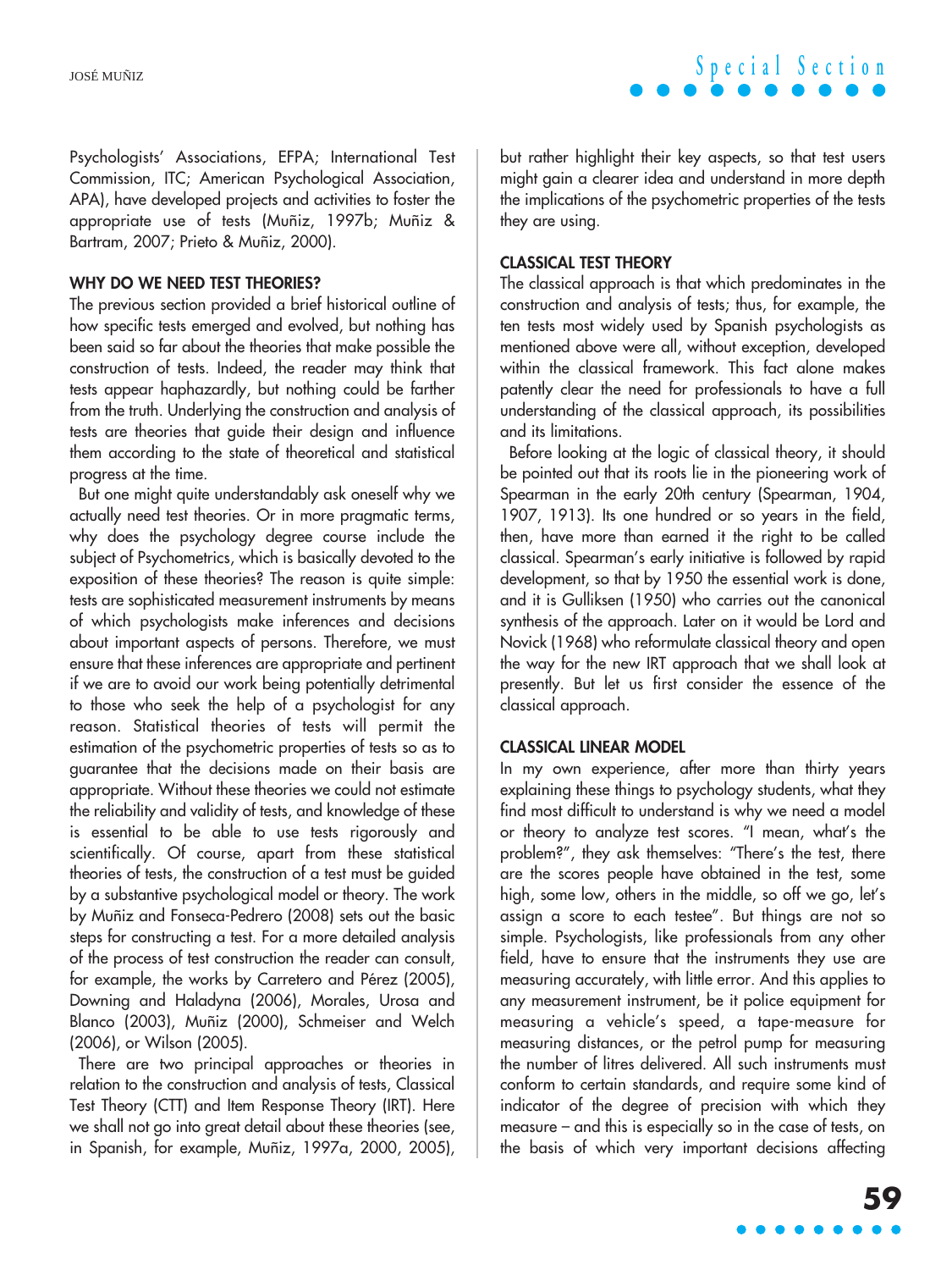Psychologists' Associations, EFPA; International Test Commission, ITC; American Psychological Association, APA), have developed projects and activities to foster the appropriate use of tests (Muñiz, 1997b; Muñiz & Bartram, 2007; Prieto & Muñiz, 2000).

## WHY DO WE NEED TEST THEORIES?

The previous section provided a brief historical outline of how specific tests emerged and evolved, but nothing has been said so far about the theories that make possible the construction of tests. Indeed, the reader may think that tests appear haphazardly, but nothing could be farther from the truth. Underlying the construction and analysis of tests are theories that guide their design and influence them according to the state of theoretical and statistical progress at the time.

But one might quite understandably ask oneself why we actually need test theories. Or in more pragmatic terms, why does the psychology degree course include the subject of Psychometrics, which is basically devoted to the exposition of these theories? The reason is quite simple: tests are sophisticated measurement instruments by means of which psychologists make inferences and decisions about important aspects of persons. Therefore, we must ensure that these inferences are appropriate and pertinent if we are to avoid our work being potentially detrimental to those who seek the help of a psychologist for any reason. Statistical theories of tests will permit the estimation of the psychometric properties of tests so as to guarantee that the decisions made on their basis are appropriate. Without these theories we could not estimate the reliability and validity of tests, and knowledge of these is essential to be able to use tests rigorously and scientifically. Of course, apart from these statistical theories of tests, the construction of a test must be guided by a substantive psychological model or theory. The work by Muñiz and Fonseca-Pedrero (2008) sets out the basic steps for constructing a test. For a more detailed analysis of the process of test construction the reader can consult, for example, the works by Carretero and Pérez (2005), Downing and Haladyna (2006), Morales, Urosa and Blanco (2003), Muñiz (2000), Schmeiser and Welch (2006), or Wilson (2005).

There are two principal approaches or theories in relation to the construction and analysis of tests, Classical Test Theory (CTT) and Item Response Theory (IRT). Here we shall not go into great detail about these theories (see, in Spanish, for example, Muñiz, 1997a, 2000, 2005), but rather highlight their key aspects, so that test users might gain a clearer idea and understand in more depth the implications of the psychometric properties of the tests they are using.

## CLASSICAL TEST THEORY

The classical approach is that which predominates in the construction and analysis of tests; thus, for example, the ten tests most widely used by Spanish psychologists as mentioned above were all, without exception, developed within the classical framework. This fact alone makes patently clear the need for professionals to have a full understanding of the classical approach, its possibilities and its limitations.

Before looking at the logic of classical theory, it should be pointed out that its roots lie in the pioneering work of Spearman in the early 20th century (Spearman, 1904, 1907, 1913). Its one hundred or so years in the field, then, have more than earned it the right to be called classical. Spearman's early initiative is followed by rapid development, so that by 1950 the essential work is done, and it is Gulliksen (1950) who carries out the canonical synthesis of the approach. Later on it would be Lord and Novick (1968) who reformulate classical theory and open the way for the new IRT approach that we shall look at presently. But let us first consider the essence of the classical approach.

## CLASSICAL LINEAR MODEL

In my own experience, after more than thirty years explaining these things to psychology students, what they find most difficult to understand is why we need a model or theory to analyze test scores. "I mean, what's the problem?", they ask themselves: "There's the test, there are the scores people have obtained in the test, some high, some low, others in the middle, so off we go, let's assign a score to each testee". But things are not so simple. Psychologists, like professionals from any other field, have to ensure that the instruments they use are measuring accurately, with little error. And this applies to any measurement instrument, be it police equipment for measuring a vehicle's speed, a tape-measure for measuring distances, or the petrol pump for measuring the number of litres delivered. All such instruments must conform to certain standards, and require some kind of indicator of the degree of precision with which they measure – and this is especially so in the case of tests, on the basis of which very important decisions affecting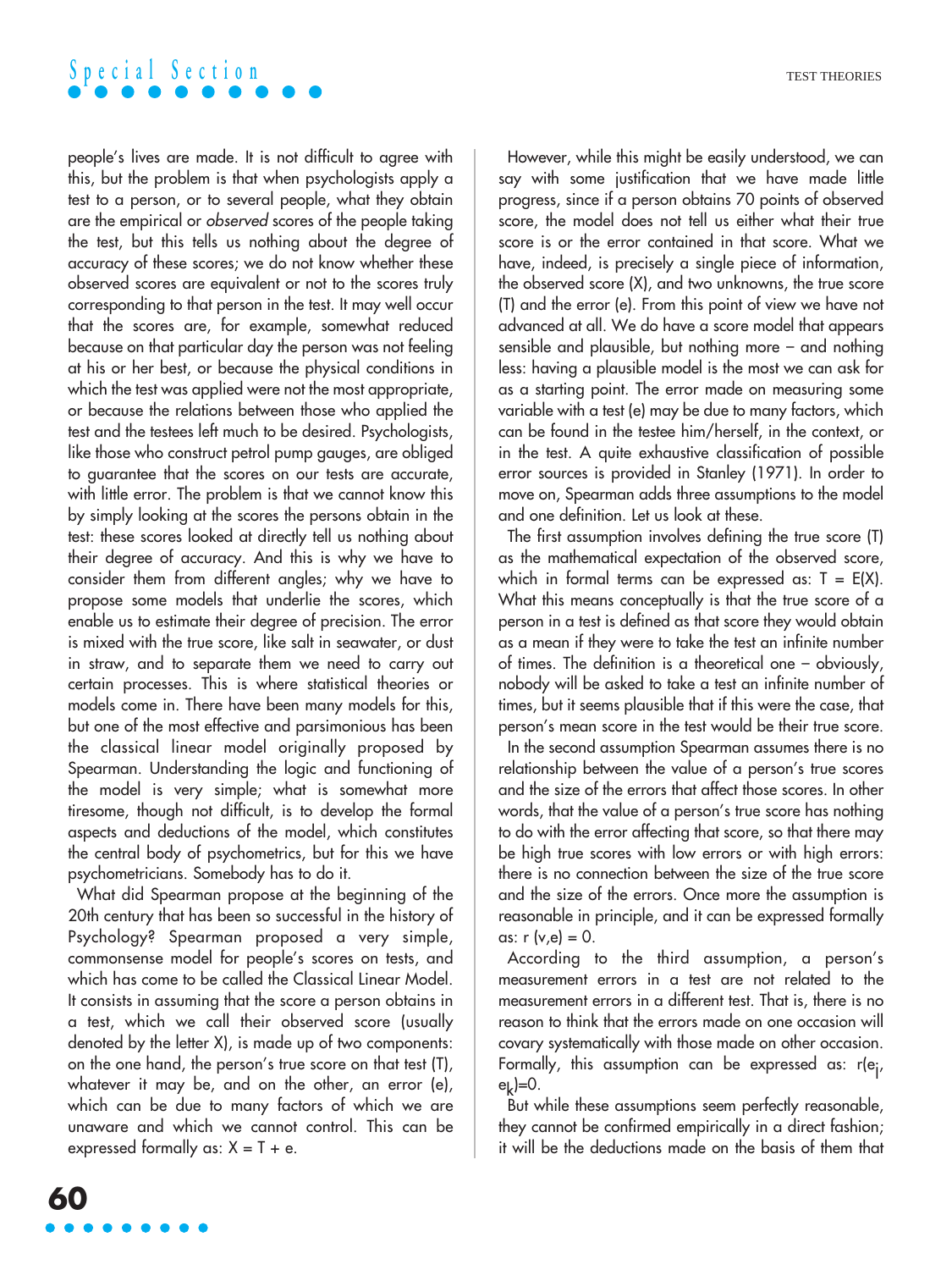people's lives are made. It is not difficult to agree with this, but the problem is that when psychologists apply a test to a person, or to several people, what they obtain are the empirical or *observed* scores of the people taking the test, but this tells us nothing about the degree of accuracy of these scores; we do not know whether these observed scores are equivalent or not to the scores truly corresponding to that person in the test. It may well occur that the scores are, for example, somewhat reduced because on that particular day the person was not feeling at his or her best, or because the physical conditions in which the test was applied were not the most appropriate, or because the relations between those who applied the test and the testees left much to be desired. Psychologists, like those who construct petrol pump gauges, are obliged to guarantee that the scores on our tests are accurate, with little error. The problem is that we cannot know this by simply looking at the scores the persons obtain in the test: these scores looked at directly tell us nothing about their degree of accuracy. And this is why we have to consider them from different angles; why we have to propose some models that underlie the scores, which enable us to estimate their degree of precision. The error is mixed with the true score, like salt in seawater, or dust in straw, and to separate them we need to carry out certain processes. This is where statistical theories or models come in. There have been many models for this, but one of the most effective and parsimonious has been the classical linear model originally proposed by Spearman. Understanding the logic and functioning of the model is very simple; what is somewhat more tiresome, though not difficult, is to develop the formal aspects and deductions of the model, which constitutes the central body of psychometrics, but for this we have psychometricians. Somebody has to do it.

What did Spearman propose at the beginning of the 20th century that has been so successful in the history of Psychology? Spearman proposed a very simple, commonsense model for people's scores on tests, and which has come to be called the Classical Linear Model. It consists in assuming that the score a person obtains in a test, which we call their observed score (usually denoted by the letter X), is made up of two components: on the one hand, the person's true score on that test (T), whatever it may be, and on the other, an error (e), which can be due to many factors of which we are unaware and which we cannot control. This can be expressed formally as: $X = T + e$.

However, while this might be easily understood, we can say with some justification that we have made little progress, since if a person obtains 70 points of observed score, the model does not tell us either what their true score is or the error contained in that score. What we have, indeed, is precisely a single piece of information, the observed score (X), and two unknowns, the true score (T) and the error (e). From this point of view we have not advanced at all. We do have a score model that appears sensible and plausible, but nothing more – and nothing less: having a plausible model is the most we can ask for as a starting point. The error made on measuring some variable with a test (e) may be due to many factors, which can be found in the testee him/herself, in the context, or in the test. A quite exhaustive classification of possible error sources is provided in Stanley (1971). In order to move on, Spearman adds three assumptions to the model and one definition. Let us look at these.

The first assumption involves defining the true score (T) as the mathematical expectation of the observed score, which in formal terms can be expressed as: $T = E(X)$. What this means conceptually is that the true score of a person in a test is defined as that score they would obtain as a mean if they were to take the test an infinite number of times. The definition is a theoretical one – obviously, nobody will be asked to take a test an infinite number of times, but it seems plausible that if this were the case, that person's mean score in the test would be their true score.

In the second assumption Spearman assumes there is no relationship between the value of a person's true scores and the size of the errors that affect those scores. In other words, that the value of a person's true score has nothing to do with the error affecting that score, so that there may be high true scores with low errors or with high errors: there is no connection between the size of the true score and the size of the errors. Once more the assumption is reasonable in principle, and it can be expressed formally as: $r(v,e) = 0$.

According to the third assumption, a person's measurement errors in a test are not related to the measurement errors in a different test. That is, there is no reason to think that the errors made on one occasion will covary systematically with those made on other occasion. Formally, this assumption can be expressed as: $r(e_j, e_k)=0$.

But while these assumptions seem perfectly reasonable, they cannot be confirmed empirically in a direct fashion; it will be the deductions made on the basis of them that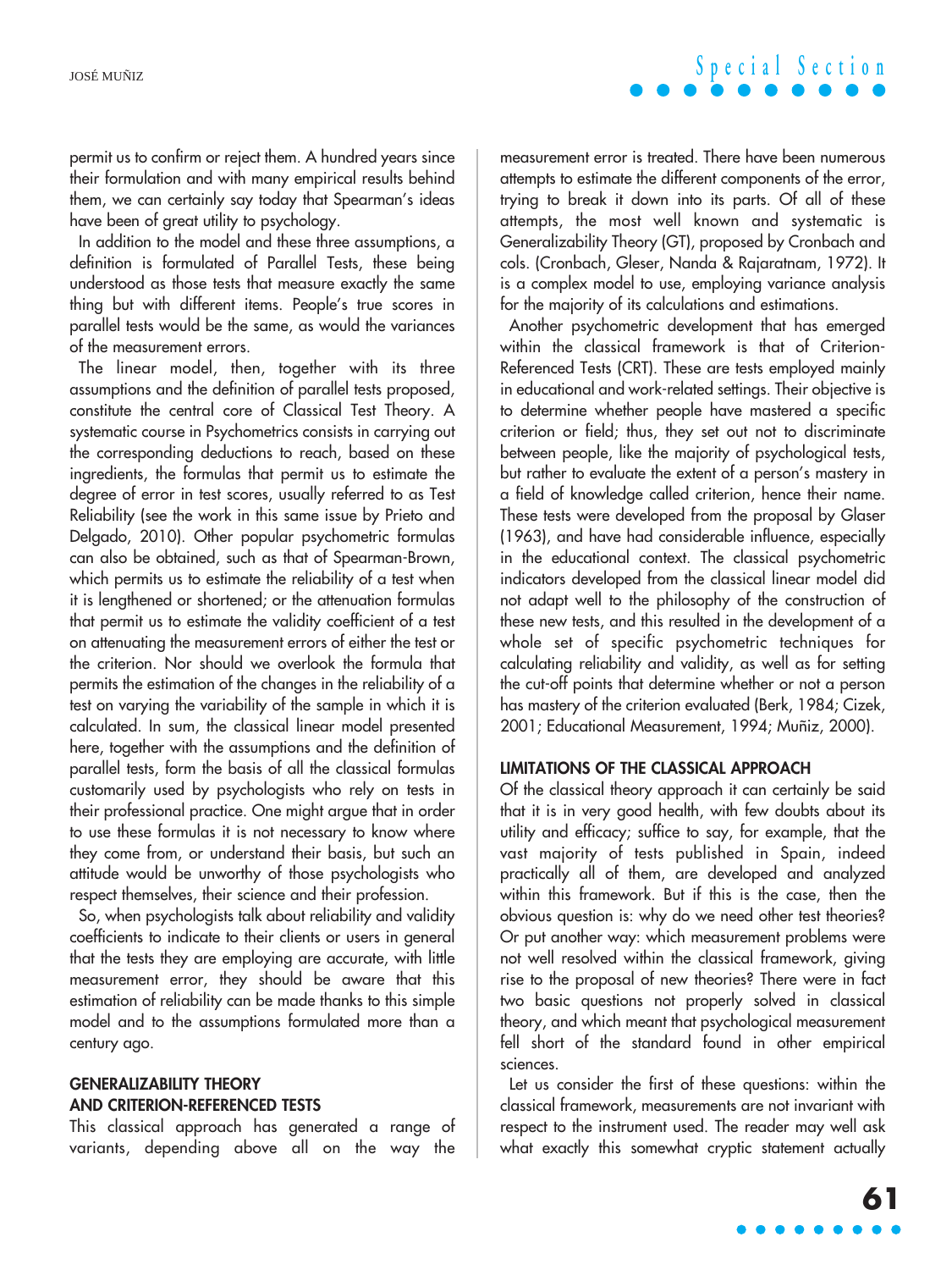permit us to confirm or reject them. A hundred years since their formulation and with many empirical results behind them, we can certainly say today that Spearman's ideas have been of great utility to psychology.

In addition to the model and these three assumptions, a definition is formulated of Parallel Tests, these being understood as those tests that measure exactly the same thing but with different items. People's true scores in parallel tests would be the same, as would the variances of the measurement errors.

The linear model, then, together with its three assumptions and the definition of parallel tests proposed, constitute the central core of Classical Test Theory. A systematic course in Psychometrics consists in carrying out the corresponding deductions to reach, based on these ingredients, the formulas that permit us to estimate the degree of error in test scores, usually referred to as Test Reliability (see the work in this same issue by Prieto and Delgado, 2010). Other popular psychometric formulas can also be obtained, such as that of Spearman-Brown, which permits us to estimate the reliability of a test when it is lengthened or shortened; or the attenuation formulas that permit us to estimate the validity coefficient of a test on attenuating the measurement errors of either the test or the criterion. Nor should we overlook the formula that permits the estimation of the changes in the reliability of a test on varying the variability of the sample in which it is calculated. In sum, the classical linear model presented here, together with the assumptions and the definition of parallel tests, form the basis of all the classical formulas customarily used by psychologists who rely on tests in their professional practice. One might argue that in order to use these formulas it is not necessary to know where they come from, or understand their basis, but such an attitude would be unworthy of those psychologists who respect themselves, their science and their profession.

So, when psychologists talk about reliability and validity coefficients to indicate to their clients or users in general that the tests they are employing are accurate, with little measurement error, they should be aware that this estimation of reliability can be made thanks to this simple model and to the assumptions formulated more than a century ago.

## GENERALIZABILITY THEORY AND CRITERION-REFERENCED TESTS

This classical approach has generated a range of variants, depending above all on the way the measurement error is treated. There have been numerous attempts to estimate the different components of the error, trying to break it down into its parts. Of all of these attempts, the most well known and systematic is Generalizability Theory (GT), proposed by Cronbach and cols. (Cronbach, Gleser, Nanda & Rajaratnam, 1972). It is a complex model to use, employing variance analysis for the majority of its calculations and estimations.

Another psychometric development that has emerged within the classical framework is that of Criterion-Referenced Tests (CRT). These are tests employed mainly in educational and work-related settings. Their objective is to determine whether people have mastered a specific criterion or field; thus, they set out not to discriminate between people, like the majority of psychological tests, but rather to evaluate the extent of a person's mastery in a field of knowledge called criterion, hence their name. These tests were developed from the proposal by Glaser (1963), and have had considerable influence, especially in the educational context. The classical psychometric indicators developed from the classical linear model did not adapt well to the philosophy of the construction of these new tests, and this resulted in the development of a whole set of specific psychometric techniques for calculating reliability and validity, as well as for setting the cut-off points that determine whether or not a person has mastery of the criterion evaluated (Berk, 1984; Cizek, 2001; Educational Measurement, 1994; Muñiz, 2000).

## LIMITATIONS OF THE CLASSICAL APPROACH

Of the classical theory approach it can certainly be said that it is in very good health, with few doubts about its utility and efficacy; suffice to say, for example, that the vast majority of tests published in Spain, indeed practically all of them, are developed and analyzed within this framework. But if this is the case, then the obvious question is: why do we need other test theories? Or put another way: which measurement problems were not well resolved within the classical framework, giving rise to the proposal of new theories? There were in fact two basic questions not properly solved in classical theory, and which meant that psychological measurement fell short of the standard found in other empirical sciences.

Let us consider the first of these questions: within the classical framework, measurements are not invariant with respect to the instrument used. The reader may well ask what exactly this somewhat cryptic statement actually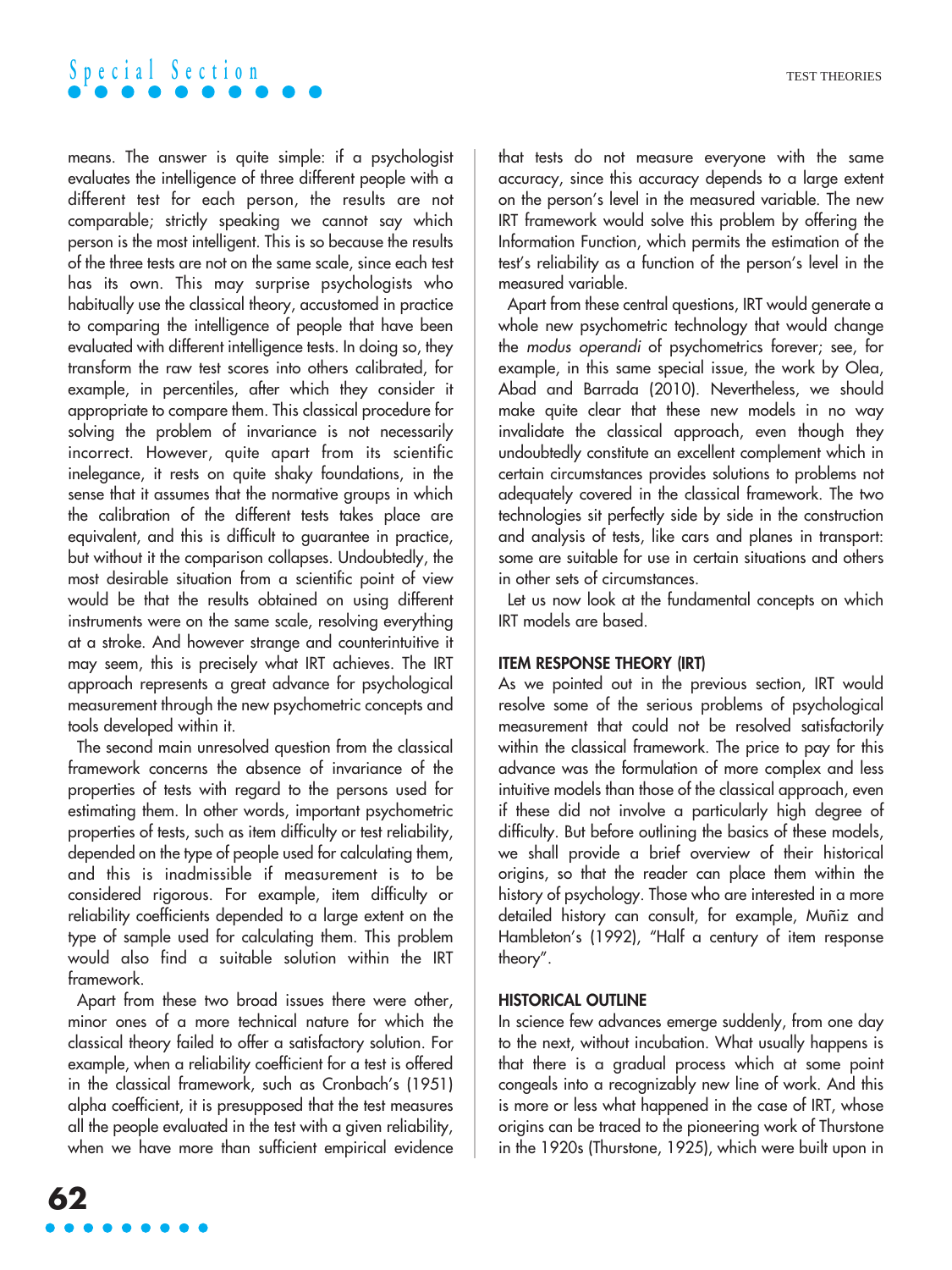means. The answer is quite simple: if a psychologist evaluates the intelligence of three different people with a different test for each person, the results are not comparable; strictly speaking we cannot say which person is the most intelligent. This is so because the results of the three tests are not on the same scale, since each test has its own. This may surprise psychologists who habitually use the classical theory, accustomed in practice to comparing the intelligence of people that have been evaluated with different intelligence tests. In doing so, they transform the raw test scores into others calibrated, for example, in percentiles, after which they consider it appropriate to compare them. This classical procedure for solving the problem of invariance is not necessarily incorrect. However, quite apart from its scientific inelegance, it rests on quite shaky foundations, in the sense that it assumes that the normative groups in which the calibration of the different tests takes place are equivalent, and this is difficult to guarantee in practice, but without it the comparison collapses. Undoubtedly, the most desirable situation from a scientific point of view would be that the results obtained on using different instruments were on the same scale, resolving everything at a stroke. And however strange and counterintuitive it may seem, this is precisely what IRT achieves. The IRT approach represents a great advance for psychological measurement through the new psychometric concepts and tools developed within it.

The second main unresolved question from the classical framework concerns the absence of invariance of the properties of tests with regard to the persons used for estimating them. In other words, important psychometric properties of tests, such as item difficulty or test reliability, depended on the type of people used for calculating them, and this is inadmissible if measurement is to be considered rigorous. For example, item difficulty or reliability coefficients depended to a large extent on the type of sample used for calculating them. This problem would also find a suitable solution within the IRT framework.

Apart from these two broad issues there were other, minor ones of a more technical nature for which the classical theory failed to offer a satisfactory solution. For example, when a reliability coefficient for a test is offered in the classical framework, such as Cronbach's (1951) alpha coefficient, it is presupposed that the test measures all the people evaluated in the test with a given reliability, when we have more than sufficient empirical evidence that tests do not measure everyone with the same accuracy, since this accuracy depends to a large extent on the person's level in the measured variable. The new IRT framework would solve this problem by offering the Information Function, which permits the estimation of the test's reliability as a function of the person's level in the measured variable.

Apart from these central questions, IRT would generate a whole new psychometric technology that would change the *modus operandi* of psychometrics forever; see, for example, in this same special issue, the work by Olea, Abad and Barrada (2010). Nevertheless, we should make quite clear that these new models in no way invalidate the classical approach, even though they undoubtedly constitute an excellent complement which in certain circumstances provides solutions to problems not adequately covered in the classical framework. The two technologies sit perfectly side by side in the construction and analysis of tests, like cars and planes in transport: some are suitable for use in certain situations and others in other sets of circumstances.

Let us now look at the fundamental concepts on which IRT models are based.

## ITEM RESPONSE THEORY (IRT)

As we pointed out in the previous section, IRT would resolve some of the serious problems of psychological measurement that could not be resolved satisfactorily within the classical framework. The price to pay for this advance was the formulation of more complex and less intuitive models than those of the classical approach, even if these did not involve a particularly high degree of difficulty. But before outlining the basics of these models, we shall provide a brief overview of their historical origins, so that the reader can place them within the history of psychology. Those who are interested in a more detailed history can consult, for example, Muñiz and Hambleton's (1992), "Half a century of item response theory".

## HISTORICAL OUTLINE

In science few advances emerge suddenly, from one day to the next, without incubation. What usually happens is that there is a gradual process which at some point congeals into a recognizably new line of work. And this is more or less what happened in the case of IRT, whose origins can be traced to the pioneering work of Thurstone in the 1920s (Thurstone, 1925), which were built upon in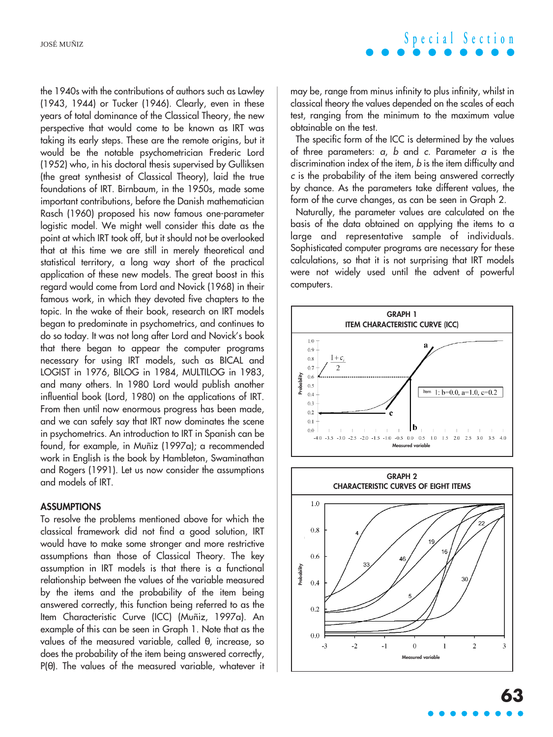the 1940s with the contributions of authors such as Lawley (1943, 1944) or Tucker (1946). Clearly, even in these years of total dominance of the Classical Theory, the new perspective that would come to be known as IRT was taking its early steps. These are the remote origins, but it would be the notable psychometrician Frederic Lord (1952) who, in his doctoral thesis supervised by Gulliksen (the great synthesist of Classical Theory), laid the true foundations of IRT. Birnbaum, in the 1950s, made some important contributions, before the Danish mathematician Rasch (1960) proposed his now famous one-parameter logistic model. We might well consider this date as the point at which IRT took off, but it should not be overlooked that at this time we are still in merely theoretical and statistical territory, a long way short of the practical application of these new models. The great boost in this regard would come from Lord and Novick (1968) in their famous work, in which they devoted five chapters to the topic. In the wake of their book, research on IRT models began to predominate in psychometrics, and continues to do so today. It was not long after Lord and Novick's book that there began to appear the computer programs necessary for using IRT models, such as BICAL and LOGIST in 1976, BILOG in 1984, MULTILOG in 1983, and many others. In 1980 Lord would publish another influential book (Lord, 1980) on the applications of IRT. From then until now enormous progress has been made, and we can safely say that IRT now dominates the scene in psychometrics. An introduction to IRT in Spanish can be found, for example, in Muñiz (1997a); a recommended work in English is the book by Hambleton, Swaminathan and Rogers (1991). Let us now consider the assumptions and models of IRT.

## ASSUMPTIONS

To resolve the problems mentioned above for which the classical framework did not find a good solution, IRT would have to make some stronger and more restrictive assumptions than those of Classical Theory. The key assumption in IRT models is that there is a functional relationship between the values of the variable measured by the items and the probability of the item being answered correctly, this function being referred to as the Item Characteristic Curve (ICC) (Muñiz, 1997a). An example of this can be seen in Graph 1. Note that as the values of the measured variable, called θ, increase, so does the probability of the item being answered correctly, P(θ). The values of the measured variable, whatever it may be, range from minus infinity to plus infinity, whilst in classical theory the values depended on the scales of each test, ranging from the minimum to the maximum value obtainable on the test.

The specific form of the ICC is determined by the values of three parameters: *a*, *b* and *c*. Parameter *a* is the discrimination index of the item, *b* is the item difficulty and *c* is the probability of the item being answered correctly by chance. As the parameters take different values, the form of the curve changes, as can be seen in Graph 2.

Naturally, the parameter values are calculated on the basis of the data obtained on applying the items to a large and representative sample of individuals. Sophisticated computer programs are necessary for these calculations, so that it is not surprising that IRT models were not widely used until the advent of powerful computers.

**GRAPH 1**
**ITEM CHARACTERISTIC CURVE (ICC)**

**GRAPH 2**
**CHARACTERISTIC CURVES OF EIGHT ITEMS**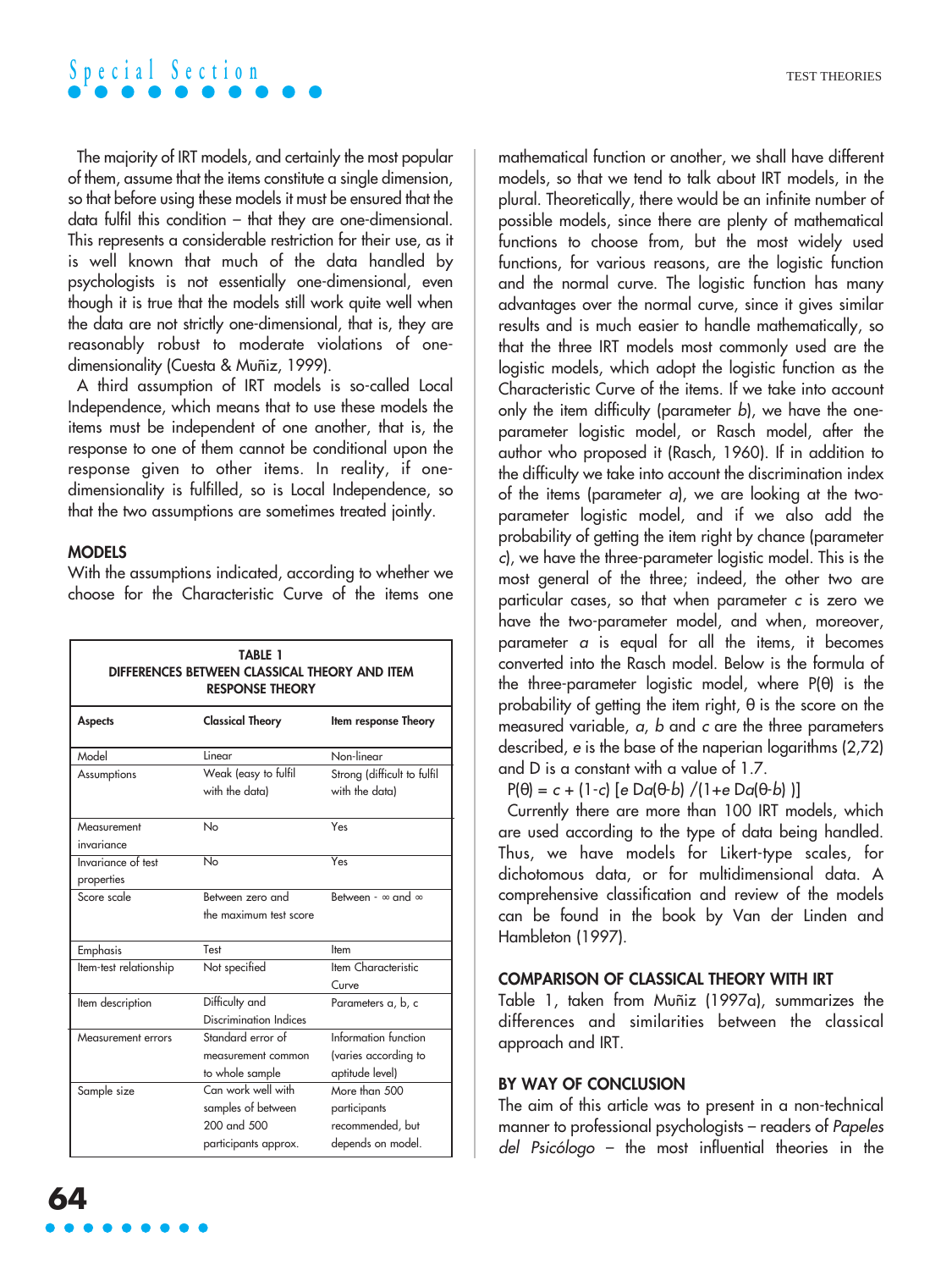The majority of IRT models, and certainly the most popular of them, assume that the items constitute a single dimension, so that before using these models it must be ensured that the data fulfil this condition – that they are one-dimensional. This represents a considerable restriction for their use, as it is well known that much of the data handled by psychologists is not essentially one-dimensional, even though it is true that the models still work quite well when the data are not strictly one-dimensional, that is, they are reasonably robust to moderate violations of one-dimensionality (Cuesta & Muñiz, 1999).

A third assumption of IRT models is so-called Local Independence, which means that to use these models the items must be independent of one another, that is, the response to one of them cannot be conditional upon the response given to other items. In reality, if one-dimensionality is fulfilled, so is Local Independence, so that the two assumptions are sometimes treated jointly.

## MODELS

With the assumptions indicated, according to whether we choose for the Characteristic Curve of the items one mathematical function or another, we shall have different models, so that we tend to talk about IRT models, in the plural. Theoretically, there would be an infinite number of possible models, since there are plenty of mathematical functions to choose from, but the most widely used functions, for various reasons, are the logistic function and the normal curve. The logistic function has many advantages over the normal curve, since it gives similar results and is much easier to handle mathematically, so that the three IRT models most commonly used are the logistic models, which adopt the logistic function as the Characteristic Curve of the items. If we take into account only the item difficulty (parameter *b*), we have the one-parameter logistic model, or Rasch model, after the author who proposed it (Rasch, 1960). If in addition to the difficulty we take into account the discrimination index of the items (parameter *a*), we are looking at the two-parameter logistic model, and if we also add the probability of getting the item right by chance (parameter *c*), we have the three-parameter logistic model. This is the most general of the three; indeed, the other two are particular cases, so that when parameter *c* is zero we have the two-parameter model, and when, moreover, parameter *a* is equal for all the items, it becomes converted into the Rasch model. Below is the formula of the three-parameter logistic model, where $P(\theta)$ is the probability of getting the item right, $\theta$ is the score on the measured variable, *a*, *b* and *c* are the three parameters described, *e* is the base of the naperian logarithms (2,72) and D is a constant with a value of 1.7.

$$P(\theta) = c + (1\text{-}c)\ [e\ Da(\theta\text{-}b)\ /(1\text{+}e\ Da(\theta\text{-}b)\ )]$$

Currently there are more than 100 IRT models, which are used according to the type of data being handled. Thus, we have models for Likert-type scales, for dichotomous data, or for multidimensional data. A comprehensive classification and review of the models can be found in the book by Van der Linden and Hambleton (1997).

**TABLE 1**
**DIFFERENCES BETWEEN CLASSICAL THEORY AND ITEM RESPONSE THEORY**

| Aspects | Classical Theory | Item response Theory |
|---|---|---|
| Model | Linear | Non-linear |
| Assumptions | Weak (easy to fulfil with the data) | Strong (difficult to fulfil with the data) |
| Measurement invariance | No | Yes |
| Invariance of test properties | No | Yes |
| Score scale | Between zero and the maximum test score | Between - ∞ and ∞ |
| Emphasis | Test | Item |
| Item-test relationship | Not specified | Item Characteristic Curve |
| Item description | Difficulty and Discrimination Indices | Parameters a, b, c |
| Measurement errors | Standard error of measurement common to whole sample | Information function (varies according to aptitude level) |
| Sample size | Can work well with samples of between 200 and 500 participants approx. | More than 500 participants recommended, but depends on model. |

## COMPARISON OF CLASSICAL THEORY WITH IRT

Table 1, taken from Muñiz (1997a), summarizes the differences and similarities between the classical approach and IRT.

## BY WAY OF CONCLUSION

The aim of this article was to present in a non-technical manner to professional psychologists – readers of *Papeles del Psicólogo* – the most influential theories in the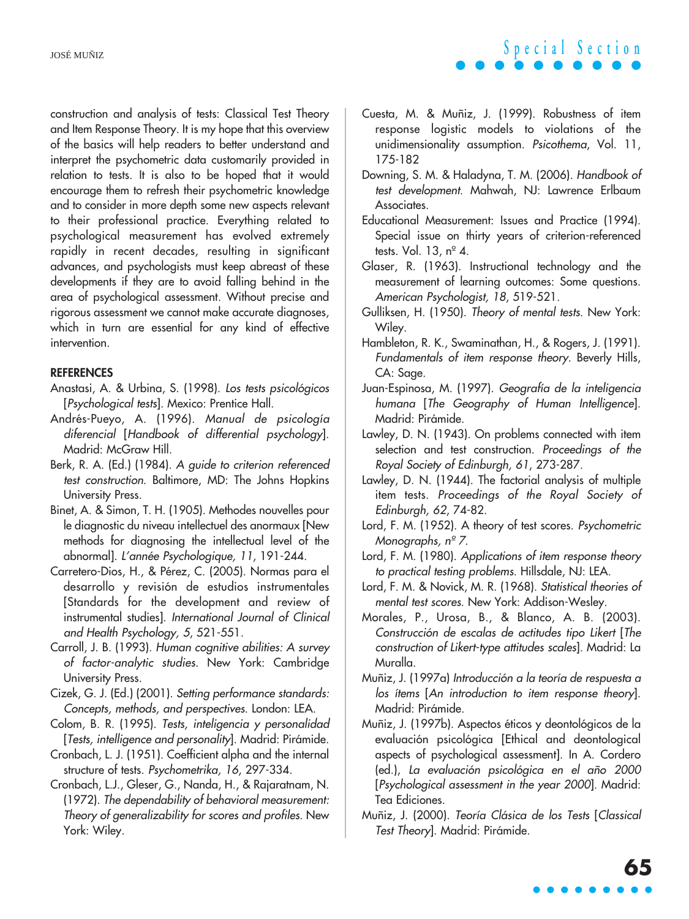construction and analysis of tests: Classical Test Theory and Item Response Theory. It is my hope that this overview of the basics will help readers to better understand and interpret the psychometric data customarily provided in relation to tests. It is also to be hoped that it would encourage them to refresh their psychometric knowledge and to consider in more depth some new aspects relevant to their professional practice. Everything related to psychological measurement has evolved extremely rapidly in recent decades, resulting in significant advances, and psychologists must keep abreast of these developments if they are to avoid falling behind in the area of psychological assessment. Without precise and rigorous assessment we cannot make accurate diagnoses, which in turn are essential for any kind of effective intervention.

## REFERENCES

Anastasi, A. & Urbina, S. (1998). *Los tests psicológicos* [*Psychological tests*]. Mexico: Prentice Hall.

Andrés-Pueyo, A. (1996). *Manual de psicología diferencial* [*Handbook of differential psychology*]. Madrid: McGraw Hill.

Berk, R. A. (Ed.) (1984). *A guide to criterion referenced test construction*. Baltimore, MD: The Johns Hopkins University Press.

Binet, A. & Simon, T. H. (1905). Methodes nouvelles pour le diagnostic du niveau intellectuel des anormaux [New methods for diagnosing the intellectual level of the abnormal]. *L'année Psychologique, 11*, 191-244.

Carretero-Dios, H., & Pérez, C. (2005). Normas para el desarrollo y revisión de estudios instrumentales [Standards for the development and review of instrumental studies]. *International Journal of Clinical and Health Psychology, 5*, 521-551.

Carroll, J. B. (1993). *Human cognitive abilities: A survey of factor-analytic studies*. New York: Cambridge University Press.

Cizek, G. J. (Ed.) (2001). *Setting performance standards: Concepts, methods, and perspectives*. London: LEA.

Colom, B. R. (1995). *Tests, inteligencia y personalidad* [*Tests, intelligence and personality*]. Madrid: Pirámide.

Cronbach, L. J. (1951). Coefficient alpha and the internal structure of tests. *Psychometrika, 16*, 297-334.

Cronbach, L.J., Gleser, G., Nanda, H., & Rajaratnam, N. (1972). *The dependability of behavioral measurement: Theory of generalizability for scores and profiles*. New York: Wiley.

Cuesta, M. & Muñiz, J. (1999). Robustness of item response logistic models to violations of the unidimensionality assumption. *Psicothema*, Vol. 11, 175-182

Downing, S. M. & Haladyna, T. M. (2006). *Handbook of test development*. Mahwah, NJ: Lawrence Erlbaum Associates.

Educational Measurement: Issues and Practice (1994). Special issue on thirty years of criterion-referenced tests. Vol. 13, nº 4.

Glaser, R. (1963). Instructional technology and the measurement of learning outcomes: Some questions. *American Psychologist, 18*, 519-521.

Gulliksen, H. (1950). *Theory of mental tests*. New York: Wiley.

Hambleton, R. K., Swaminathan, H., & Rogers, J. (1991). *Fundamentals of item response theory*. Beverly Hills, CA: Sage.

Juan-Espinosa, M. (1997). *Geografía de la inteligencia humana* [*The Geography of Human Intelligence*]. Madrid: Pirámide.

Lawley, D. N. (1943). On problems connected with item selection and test construction. *Proceedings of the Royal Society of Edinburgh, 61*, 273-287.

Lawley, D. N. (1944). The factorial analysis of multiple item tests. *Proceedings of the Royal Society of Edinburgh, 62*, 74-82.

Lord, F. M. (1952). A theory of test scores. *Psychometric Monographs, nº 7*.

Lord, F. M. (1980). *Applications of item response theory to practical testing problems*. Hillsdale, NJ: LEA.

Lord, F. M. & Novick, M. R. (1968). *Statistical theories of mental test scores*. New York: Addison-Wesley.

Morales, P., Urosa, B., & Blanco, A. B. (2003). *Construcción de escalas de actitudes tipo Likert* [*The construction of Likert-type attitudes scales*]. Madrid: La Muralla.

Muñiz, J. (1997a) *Introducción a la teoría de respuesta a los ítems* [*An introduction to item response theory*]. Madrid: Pirámide.

Muñiz, J. (1997b). Aspectos éticos y deontológicos de la evaluación psicológica [Ethical and deontological aspects of psychological assessment]. In A. Cordero (ed.), *La evaluación psicológica en el año 2000* [*Psychological assessment in the year 2000*]. Madrid: Tea Ediciones.

Muñiz, J. (2000). *Teoría Clásica de los Tests* [*Classical Test Theory*]. Madrid: Pirámide.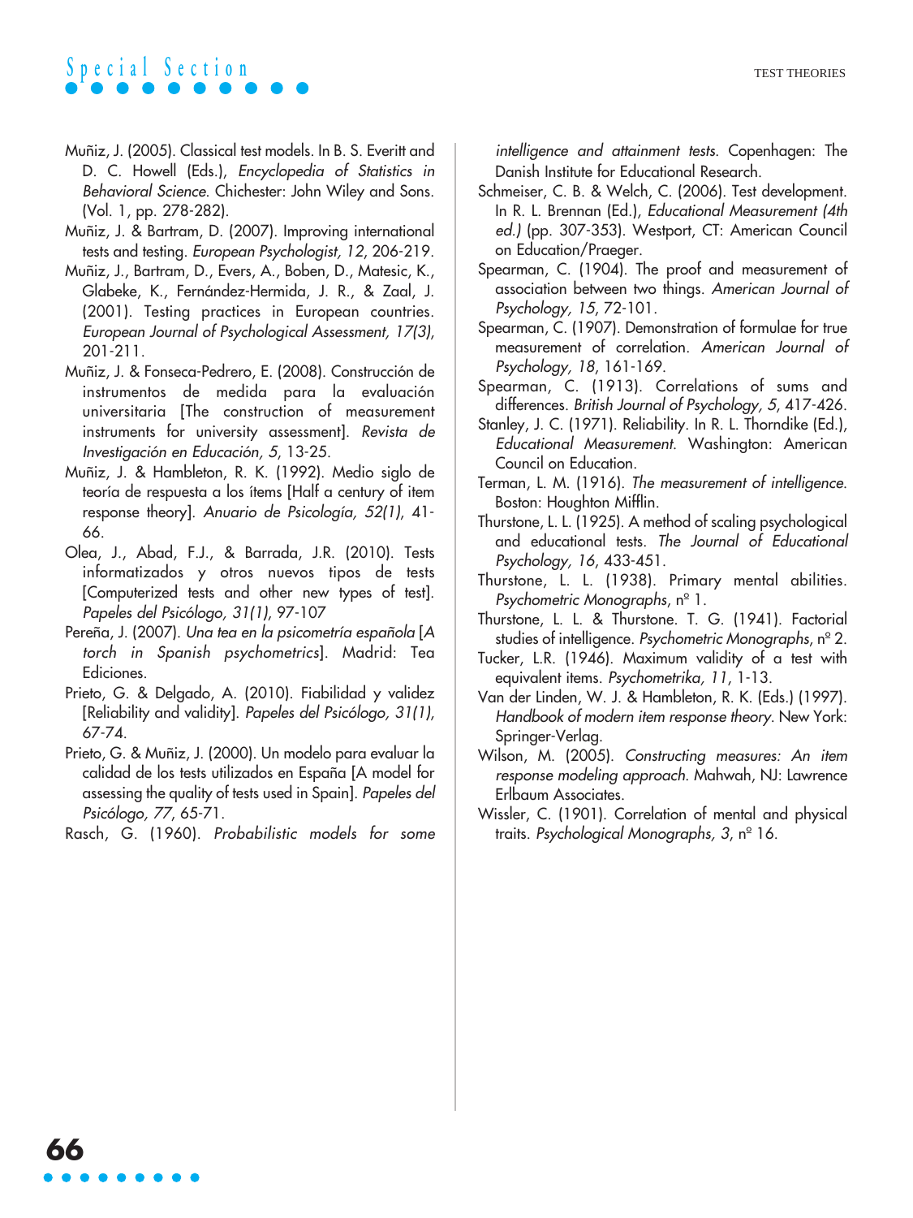Muñiz, J. (2005). Classical test models. In B. S. Everitt and D. C. Howell (Eds.), *Encyclopedia of Statistics in Behavioral Science*. Chichester: John Wiley and Sons. (Vol. 1, pp. 278-282).

Muñiz, J. & Bartram, D. (2007). Improving international tests and testing. *European Psychologist, 12*, 206-219.

Muñiz, J., Bartram, D., Evers, A., Boben, D., Matesic, K., Glabeke, K., Fernández-Hermida, J. R., & Zaal, J. (2001). Testing practices in European countries. *European Journal of Psychological Assessment, 17(3)*, 201-211.

Muñiz, J. & Fonseca-Pedrero, E. (2008). Construcción de instrumentos de medida para la evaluación universitaria [The construction of measurement instruments for university assessment]. *Revista de Investigación en Educación, 5*, 13-25.

Muñiz, J. & Hambleton, R. K. (1992). Medio siglo de teoría de respuesta a los ítems [Half a century of item response theory]. *Anuario de Psicología, 52(1)*, 41-66.

Olea, J., Abad, F.J., & Barrada, J.R. (2010). Tests informatizados y otros nuevos tipos de tests [Computerized tests and other new types of test]. *Papeles del Psicólogo, 31(1)*, 97-107

Pereña, J. (2007). *Una tea en la psicometría española* [*A torch in Spanish psychometrics*]. Madrid: Tea Ediciones.

Prieto, G. & Delgado, A. (2010). Fiabilidad y validez [Reliability and validity]. *Papeles del Psicólogo, 31(1)*, 67-74.

Prieto, G. & Muñiz, J. (2000). Un modelo para evaluar la calidad de los tests utilizados en España [A model for assessing the quality of tests used in Spain]. *Papeles del Psicólogo, 77*, 65-71.

Rasch, G. (1960). *Probabilistic models for some intelligence and attainment tests*. Copenhagen: The Danish Institute for Educational Research.

Schmeiser, C. B. & Welch, C. (2006). Test development. In R. L. Brennan (Ed.), *Educational Measurement (4th ed.)* (pp. 307-353). Westport, CT: American Council on Education/Praeger.

Spearman, C. (1904). The proof and measurement of association between two things. *American Journal of Psychology, 15*, 72-101.

Spearman, C. (1907). Demonstration of formulae for true measurement of correlation. *American Journal of Psychology, 18*, 161-169.

Spearman, C. (1913). Correlations of sums and differences. *British Journal of Psychology, 5*, 417-426.

Stanley, J. C. (1971). Reliability. In R. L. Thorndike (Ed.), *Educational Measurement*. Washington: American Council on Education.

Terman, L. M. (1916). *The measurement of intelligence*. Boston: Houghton Mifflin.

Thurstone, L. L. (1925). A method of scaling psychological and educational tests. *The Journal of Educational Psychology, 16*, 433-451.

Thurstone, L. L. (1938). Primary mental abilities. *Psychometric Monographs*, nº 1.

Thurstone, L. L. & Thurstone. T. G. (1941). Factorial studies of intelligence. *Psychometric Monographs*, nº 2.

Tucker, L.R. (1946). Maximum validity of a test with equivalent items. *Psychometrika, 11*, 1-13.

Van der Linden, W. J. & Hambleton, R. K. (Eds.) (1997). *Handbook of modern item response theory*. New York: Springer-Verlag.

Wilson, M. (2005). *Constructing measures: An item response modeling approach*. Mahwah, NJ: Lawrence Erlbaum Associates.

Wissler, C. (1901). Correlation of mental and physical traits. *Psychological Monographs, 3*, nº 16.